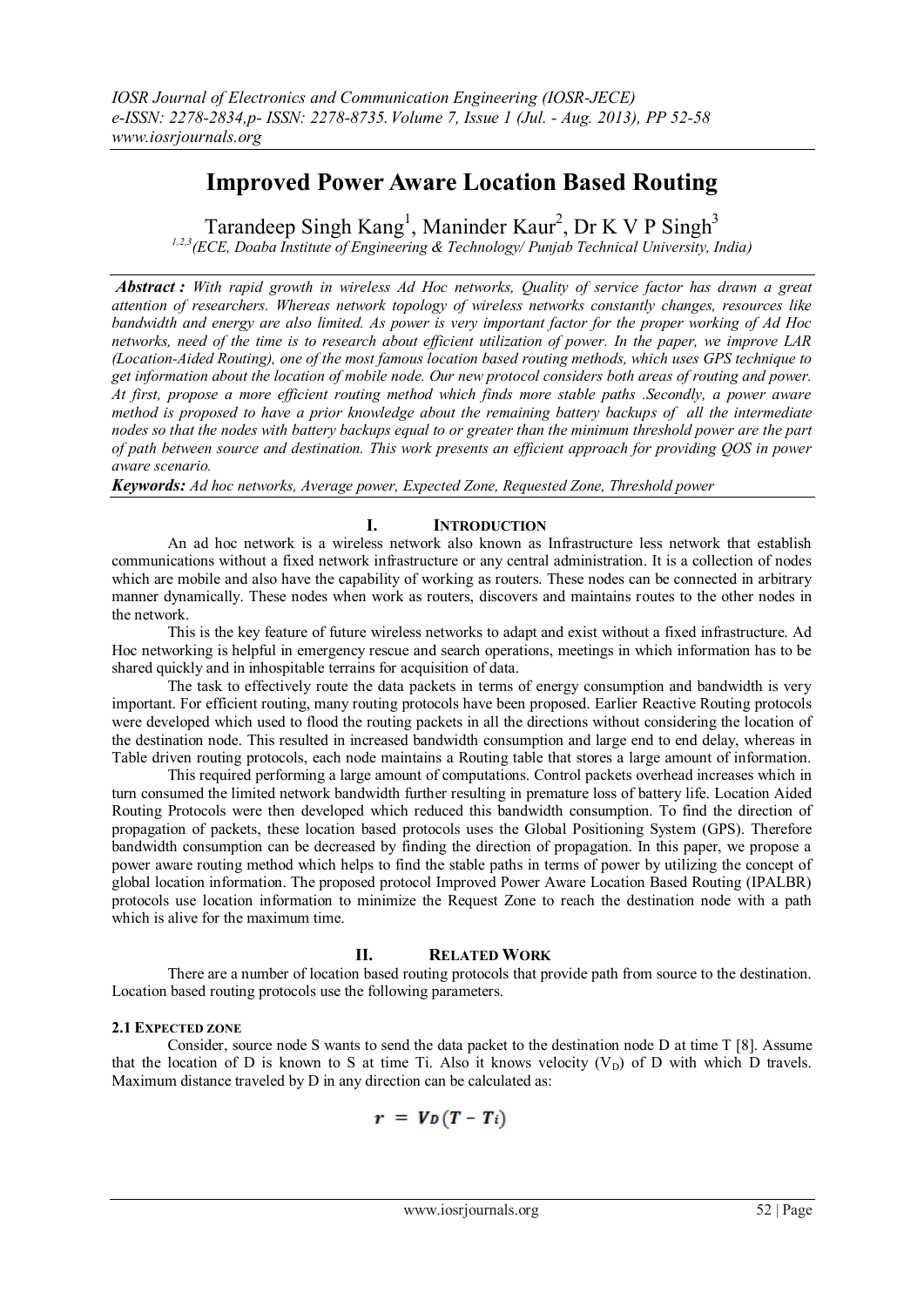# Improved Power Aware Location Based Routing

Tarandeep Singh Kang[1], Maninder Kaur[2], Dr K V P Singh[3]

[1,2,3](ECE, Doaba Institute of Engineering & Technology/ Punjab Technical University, India)

***Abstract :*** *With rapid growth in wireless Ad Hoc networks, Quality of service factor has drawn a great attention of researchers. Whereas network topology of wireless networks constantly changes, resources like bandwidth and energy are also limited. As power is very important factor for the proper working of Ad Hoc networks, need of the time is to research about efficient utilization of power. In the paper, we improve LAR (Location-Aided Routing), one of the most famous location based routing methods, which uses GPS technique to get information about the location of mobile node. Our new protocol considers both areas of routing and power. At first, propose a more efficient routing method which finds more stable paths .Secondly, a power aware method is proposed to have a prior knowledge about the remaining battery backups of all the intermediate nodes so that the nodes with battery backups equal to or greater than the minimum threshold power are the part of path between source and destination. This work presents an efficient approach for providing QOS in power aware scenario.*

***Keywords:*** *Ad hoc networks, Average power, Expected Zone, Requested Zone, Threshold power*

## I. Introduction

An ad hoc network is a wireless network also known as Infrastructure less network that establish communications without a fixed network infrastructure or any central administration. It is a collection of nodes which are mobile and also have the capability of working as routers. These nodes can be connected in arbitrary manner dynamically. These nodes when work as routers, discovers and maintains routes to the other nodes in the network.

This is the key feature of future wireless networks to adapt and exist without a fixed infrastructure. Ad Hoc networking is helpful in emergency rescue and search operations, meetings in which information has to be shared quickly and in inhospitable terrains for acquisition of data.

The task to effectively route the data packets in terms of energy consumption and bandwidth is very important. For efficient routing, many routing protocols have been proposed. Earlier Reactive Routing protocols were developed which used to flood the routing packets in all the directions without considering the location of the destination node. This resulted in increased bandwidth consumption and large end to end delay, whereas in Table driven routing protocols, each node maintains a Routing table that stores a large amount of information.

This required performing a large amount of computations. Control packets overhead increases which in turn consumed the limited network bandwidth further resulting in premature loss of battery life. Location Aided Routing Protocols were then developed which reduced this bandwidth consumption. To find the direction of propagation of packets, these location based protocols uses the Global Positioning System (GPS). Therefore bandwidth consumption can be decreased by finding the direction of propagation. In this paper, we propose a power aware routing method which helps to find the stable paths in terms of power by utilizing the concept of global location information. The proposed protocol Improved Power Aware Location Based Routing (IPALBR) protocols use location information to minimize the Request Zone to reach the destination node with a path which is alive for the maximum time.

## II. Related Work

There are a number of location based routing protocols that provide path from source to the destination. Location based routing protocols use the following parameters.

### 2.1 Expected zone

Consider, source node S wants to send the data packet to the destination node D at time T [8]. Assume that the location of D is known to S at time Ti. Also it knows velocity ($V_D$) of D with which D travels. Maximum distance traveled by D in any direction can be calculated as:

$$r = V_D(T - T_i)$$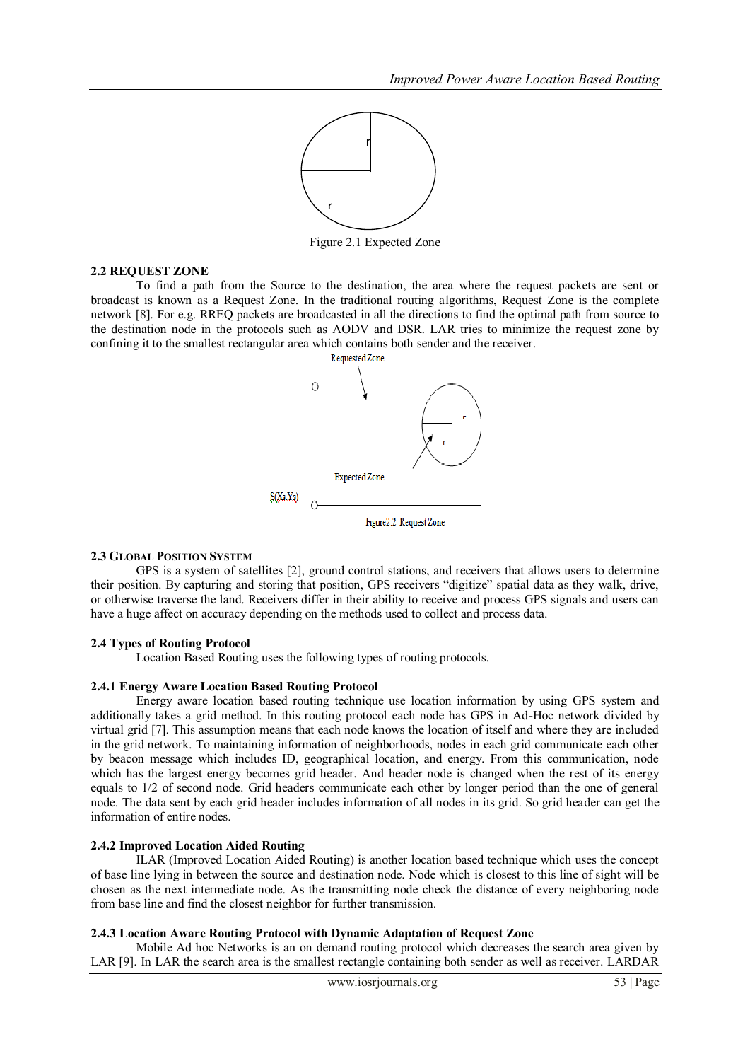Figure 2.1 Expected Zone

### 2.2 REQUEST ZONE

To find a path from the Source to the destination, the area where the request packets are sent or broadcast is known as a Request Zone. In the traditional routing algorithms, Request Zone is the complete network [8]. For e.g. RREQ packets are broadcasted in all the directions to find the optimal path from source to the destination node in the protocols such as AODV and DSR. LAR tries to minimize the request zone by confining it to the smallest rectangular area which contains both sender and the receiver.

Figure2.2 Request Zone

### 2.3 GLOBAL POSITION SYSTEM

GPS is a system of satellites [2], ground control stations, and receivers that allows users to determine their position. By capturing and storing that position, GPS receivers "digitize" spatial data as they walk, drive, or otherwise traverse the land. Receivers differ in their ability to receive and process GPS signals and users can have a huge affect on accuracy depending on the methods used to collect and process data.

### 2.4 Types of Routing Protocol

Location Based Routing uses the following types of routing protocols.

#### 2.4.1 Energy Aware Location Based Routing Protocol

Energy aware location based routing technique use location information by using GPS system and additionally takes a grid method. In this routing protocol each node has GPS in Ad-Hoc network divided by virtual grid [7]. This assumption means that each node knows the location of itself and where they are included in the grid network. To maintaining information of neighborhoods, nodes in each grid communicate each other by beacon message which includes ID, geographical location, and energy. From this communication, node which has the largest energy becomes grid header. And header node is changed when the rest of its energy equals to 1/2 of second node. Grid headers communicate each other by longer period than the one of general node. The data sent by each grid header includes information of all nodes in its grid. So grid header can get the information of entire nodes.

#### 2.4.2 Improved Location Aided Routing

ILAR (Improved Location Aided Routing) is another location based technique which uses the concept of base line lying in between the source and destination node. Node which is closest to this line of sight will be chosen as the next intermediate node. As the transmitting node check the distance of every neighboring node from base line and find the closest neighbor for further transmission.

#### 2.4.3 Location Aware Routing Protocol with Dynamic Adaptation of Request Zone

Mobile Ad hoc Networks is an on demand routing protocol which decreases the search area given by LAR [9]. In LAR the search area is the smallest rectangle containing both sender as well as receiver. LARDAR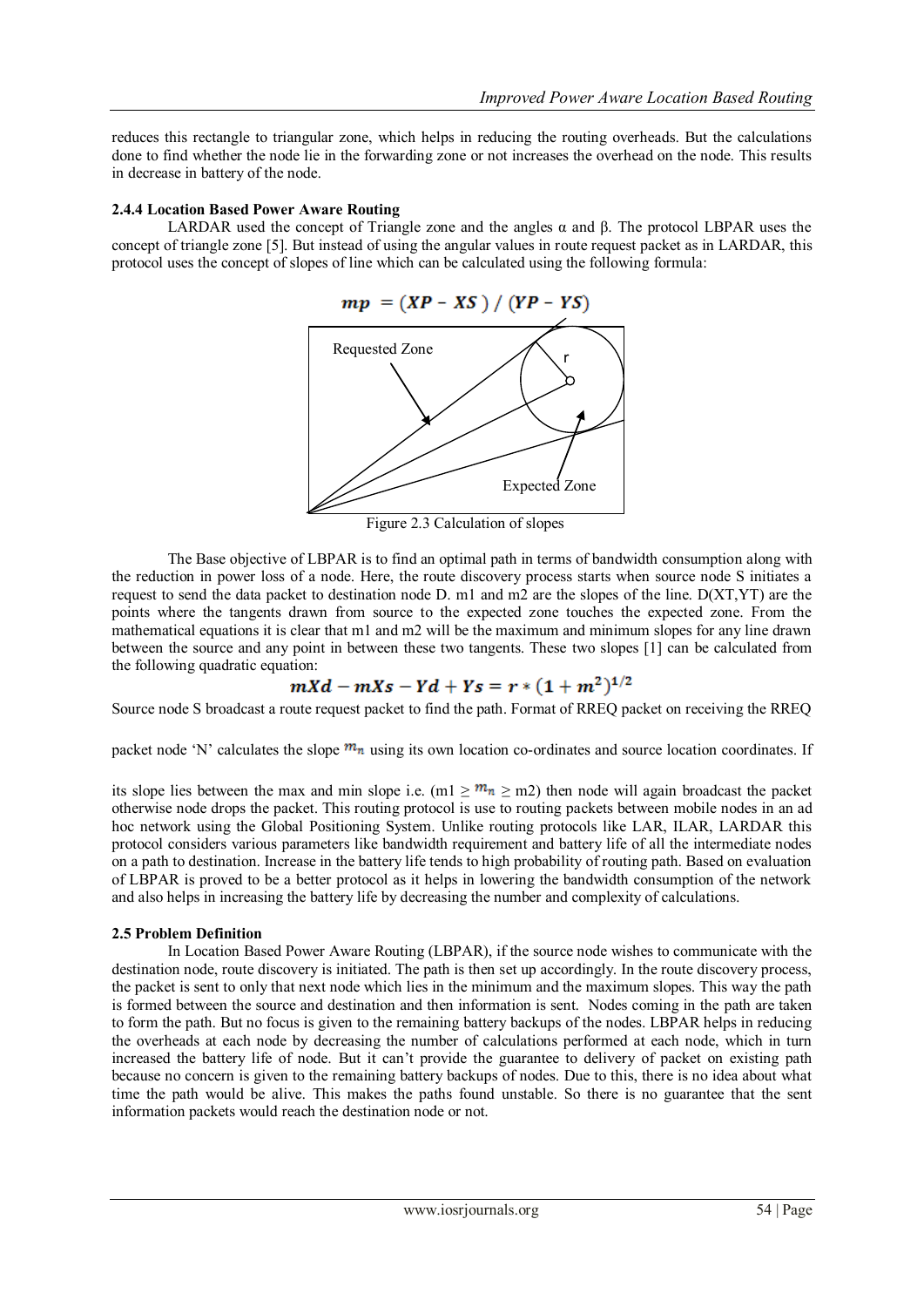reduces this rectangle to triangular zone, which helps in reducing the routing overheads. But the calculations done to find whether the node lie in the forwarding zone or not increases the overhead on the node. This results in decrease in battery of the node.

#### 2.4.4 Location Based Power Aware Routing

LARDAR used the concept of Triangle zone and the angles α and β. The protocol LBPAR uses the concept of triangle zone [5]. But instead of using the angular values in route request packet as in LARDAR, this protocol uses the concept of slopes of line which can be calculated using the following formula:

$$mp = (XP - XS) / (YP - YS)$$

Requested Zone

r

Expected Zone

Figure 2.3 Calculation of slopes

The Base objective of LBPAR is to find an optimal path in terms of bandwidth consumption along with the reduction in power loss of a node. Here, the route discovery process starts when source node S initiates a request to send the data packet to destination node D. m1 and m2 are the slopes of the line. D(XT,YT) are the points where the tangents drawn from source to the expected zone touches the expected zone. From the mathematical equations it is clear that m1 and m2 will be the maximum and minimum slopes for any line drawn between the source and any point in between these two tangents. These two slopes [1] can be calculated from the following quadratic equation:

$$mXd - mXs - Yd + Ys = r * (1 + m^2)^{1/2}$$

Source node S broadcast a route request packet to find the path. Format of RREQ packet on receiving the RREQ

packet node 'N' calculates the slope $m_n$ using its own location co-ordinates and source location coordinates. If

its slope lies between the max and min slope i.e. ($m1 \geq m_n \geq m2$) then node will again broadcast the packet otherwise node drops the packet. This routing protocol is use to routing packets between mobile nodes in an ad hoc network using the Global Positioning System. Unlike routing protocols like LAR, ILAR, LARDAR this protocol considers various parameters like bandwidth requirement and battery life of all the intermediate nodes on a path to destination. Increase in the battery life tends to high probability of routing path. Based on evaluation of LBPAR is proved to be a better protocol as it helps in lowering the bandwidth consumption of the network and also helps in increasing the battery life by decreasing the number and complexity of calculations.

### 2.5 Problem Definition

In Location Based Power Aware Routing (LBPAR), if the source node wishes to communicate with the destination node, route discovery is initiated. The path is then set up accordingly. In the route discovery process, the packet is sent to only that next node which lies in the minimum and the maximum slopes. This way the path is formed between the source and destination and then information is sent. Nodes coming in the path are taken to form the path. But no focus is given to the remaining battery backups of the nodes. LBPAR helps in reducing the overheads at each node by decreasing the number of calculations performed at each node, which in turn increased the battery life of node. But it can't provide the guarantee to delivery of packet on existing path because no concern is given to the remaining battery backups of nodes. Due to this, there is no idea about what time the path would be alive. This makes the paths found unstable. So there is no guarantee that the sent information packets would reach the destination node or not.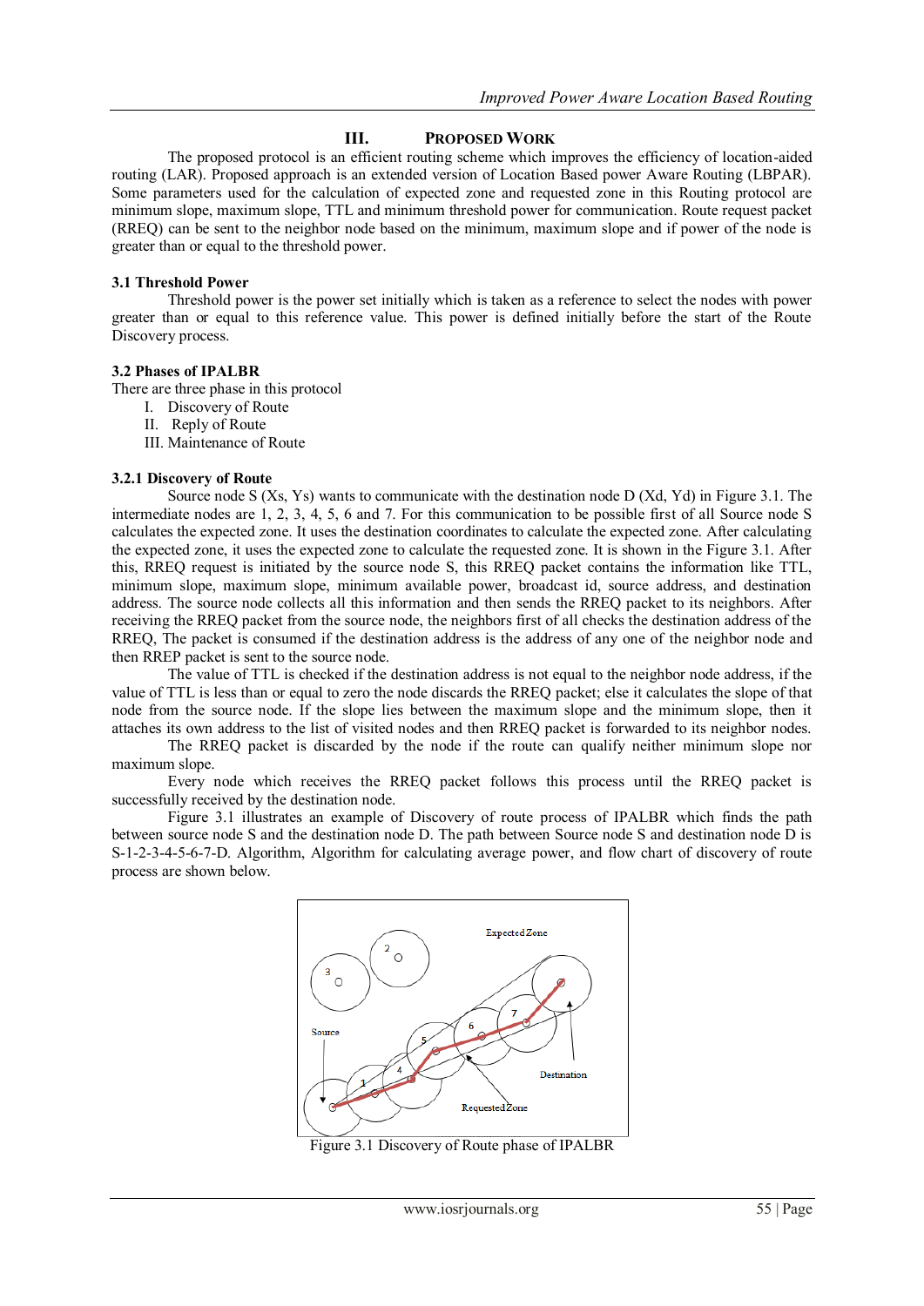## III. PROPOSED WORK

The proposed protocol is an efficient routing scheme which improves the efficiency of location-aided routing (LAR). Proposed approach is an extended version of Location Based power Aware Routing (LBPAR). Some parameters used for the calculation of expected zone and requested zone in this Routing protocol are minimum slope, maximum slope, TTL and minimum threshold power for communication. Route request packet (RREQ) can be sent to the neighbor node based on the minimum, maximum slope and if power of the node is greater than or equal to the threshold power.

### 3.1 Threshold Power

Threshold power is the power set initially which is taken as a reference to select the nodes with power greater than or equal to this reference value. This power is defined initially before the start of the Route Discovery process.

### 3.2 Phases of IPALBR

There are three phase in this protocol

I. Discovery of Route
II. Reply of Route
III. Maintenance of Route

#### 3.2.1 Discovery of Route

Source node S (Xs, Ys) wants to communicate with the destination node D (Xd, Yd) in Figure 3.1. The intermediate nodes are 1, 2, 3, 4, 5, 6 and 7. For this communication to be possible first of all Source node S calculates the expected zone. It uses the destination coordinates to calculate the expected zone. After calculating the expected zone, it uses the expected zone to calculate the requested zone. It is shown in the Figure 3.1. After this, RREQ request is initiated by the source node S, this RREQ packet contains the information like TTL, minimum slope, maximum slope, minimum available power, broadcast id, source address, and destination address. The source node collects all this information and then sends the RREQ packet to its neighbors. After receiving the RREQ packet from the source node, the neighbors first of all checks the destination address of the RREQ, The packet is consumed if the destination address is the address of any one of the neighbor node and then RREP packet is sent to the source node.

The value of TTL is checked if the destination address is not equal to the neighbor node address, if the value of TTL is less than or equal to zero the node discards the RREQ packet; else it calculates the slope of that node from the source node. If the slope lies between the maximum slope and the minimum slope, then it attaches its own address to the list of visited nodes and then RREQ packet is forwarded to its neighbor nodes.

The RREQ packet is discarded by the node if the route can qualify neither minimum slope nor maximum slope.

Every node which receives the RREQ packet follows this process until the RREQ packet is successfully received by the destination node.

Figure 3.1 illustrates an example of Discovery of route process of IPALBR which finds the path between source node S and the destination node D. The path between Source node S and destination node D is S-1-2-3-4-5-6-7-D. Algorithm, Algorithm for calculating average power, and flow chart of discovery of route process are shown below.

Figure 3.1 Discovery of Route phase of IPALBR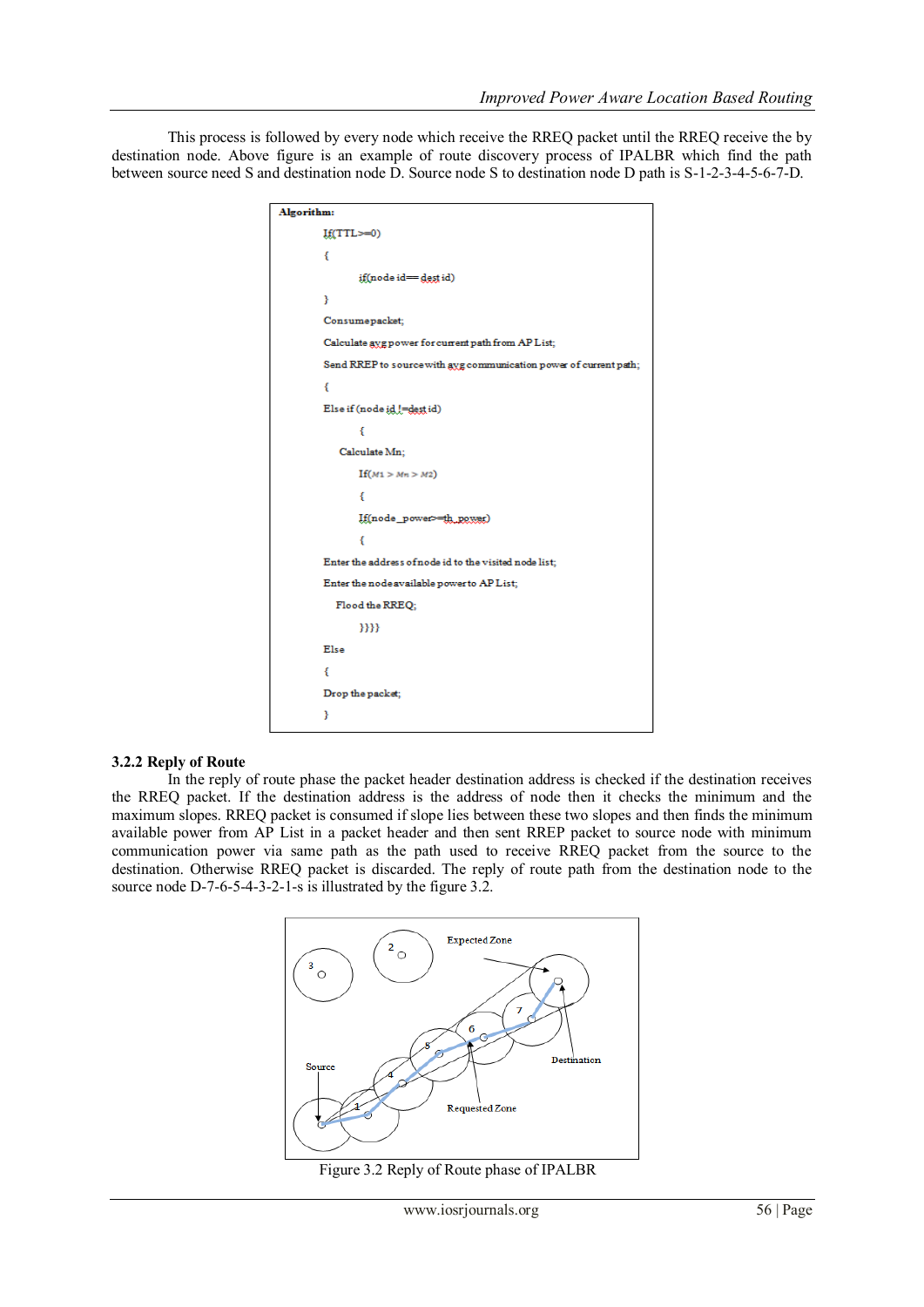This process is followed by every node which receive the RREQ packet until the RREQ receive the by destination node. Above figure is an example of route discovery process of IPALBR which find the path between source need S and destination node D. Source node S to destination node D path is S-1-2-3-4-5-6-7-D.

```
Algorithm:
        If(TTL>=0)
        {
                if(node id== dest id)
        }
        Consumepacket;
        Calculate avg power for current path from AP List;
        Send RREP to source with avg communication power of current path;
        {
        Else if (node id != dest id)
                {
            Calculate Mn;
                If(M1 > Mn > M2)
                {
                If(node_power>=th_power)
                {
        Enter the address of node id to the visited node list;
        Enter the node available power to AP List;
           Flood the RREQ;
                }}}}
        Else
        {
        Drop the packet;
        }
```

### 3.2.2 Reply of Route

In the reply of route phase the packet header destination address is checked if the destination receives the RREQ packet. If the destination address is the address of node then it checks the minimum and the maximum slopes. RREQ packet is consumed if slope lies between these two slopes and then finds the minimum available power from AP List in a packet header and then sent RREP packet to source node with minimum communication power via same path as the path used to receive RREQ packet from the source to the destination. Otherwise RREQ packet is discarded. The reply of route path from the destination node to the source node D-7-6-5-4-3-2-1-s is illustrated by the figure 3.2.

Figure 3.2 Reply of Route phase of IPALBR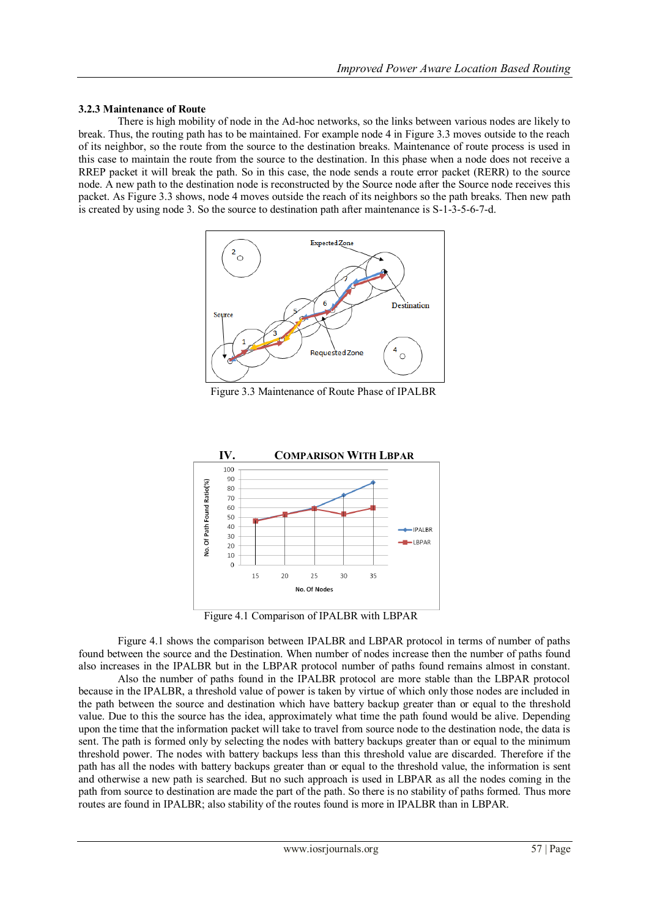### 3.2.3 Maintenance of Route

There is high mobility of node in the Ad-hoc networks, so the links between various nodes are likely to break. Thus, the routing path has to be maintained. For example node 4 in Figure 3.3 moves outside to the reach of its neighbor, so the route from the source to the destination breaks. Maintenance of route process is used in this case to maintain the route from the source to the destination. In this phase when a node does not receive a RREP packet it will break the path. So in this case, the node sends a route error packet (RERR) to the source node. A new path to the destination node is reconstructed by the Source node after the Source node receives this packet. As Figure 3.3 shows, node 4 moves outside the reach of its neighbors so the path breaks. Then new path is created by using node 3. So the source to destination path after maintenance is S-1-3-5-6-7-d.

Figure 3.3 Maintenance of Route Phase of IPALBR

## IV. COMPARISON WITH LBPAR

Figure 4.1 Comparison of IPALBR with LBPAR

Figure 4.1 shows the comparison between IPALBR and LBPAR protocol in terms of number of paths found between the source and the Destination. When number of nodes increase then the number of paths found also increases in the IPALBR but in the LBPAR protocol number of paths found remains almost in constant.

Also the number of paths found in the IPALBR protocol are more stable than the LBPAR protocol because in the IPALBR, a threshold value of power is taken by virtue of which only those nodes are included in the path between the source and destination which have battery backup greater than or equal to the threshold value. Due to this the source has the idea, approximately what time the path found would be alive. Depending upon the time that the information packet will take to travel from source node to the destination node, the data is sent. The path is formed only by selecting the nodes with battery backups greater than or equal to the minimum threshold power. The nodes with battery backups less than this threshold value are discarded. Therefore if the path has all the nodes with battery backups greater than or equal to the threshold value, the information is sent and otherwise a new path is searched. But no such approach is used in LBPAR as all the nodes coming in the path from source to destination are made the part of the path. So there is no stability of paths formed. Thus more routes are found in IPALBR; also stability of the routes found is more in IPALBR than in LBPAR.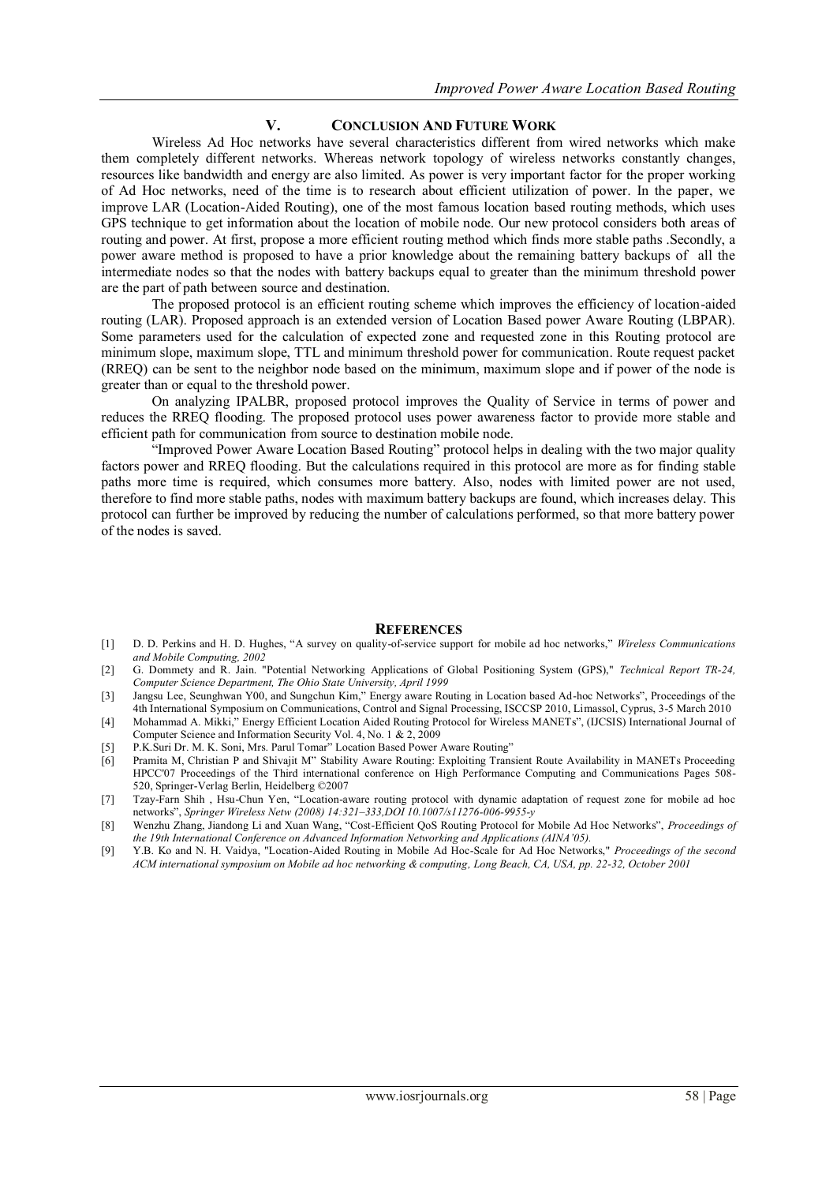## V. CONCLUSION AND FUTURE WORK

Wireless Ad Hoc networks have several characteristics different from wired networks which make them completely different networks. Whereas network topology of wireless networks constantly changes, resources like bandwidth and energy are also limited. As power is very important factor for the proper working of Ad Hoc networks, need of the time is to research about efficient utilization of power. In the paper, we improve LAR (Location-Aided Routing), one of the most famous location based routing methods, which uses GPS technique to get information about the location of mobile node. Our new protocol considers both areas of routing and power. At first, propose a more efficient routing method which finds more stable paths .Secondly, a power aware method is proposed to have a prior knowledge about the remaining battery backups of all the intermediate nodes so that the nodes with battery backups equal to greater than the minimum threshold power are the part of path between source and destination.

The proposed protocol is an efficient routing scheme which improves the efficiency of location-aided routing (LAR). Proposed approach is an extended version of Location Based power Aware Routing (LBPAR). Some parameters used for the calculation of expected zone and requested zone in this Routing protocol are minimum slope, maximum slope, TTL and minimum threshold power for communication. Route request packet (RREQ) can be sent to the neighbor node based on the minimum, maximum slope and if power of the node is greater than or equal to the threshold power.

On analyzing IPALBR, proposed protocol improves the Quality of Service in terms of power and reduces the RREQ flooding. The proposed protocol uses power awareness factor to provide more stable and efficient path for communication from source to destination mobile node.

"Improved Power Aware Location Based Routing" protocol helps in dealing with the two major quality factors power and RREQ flooding. But the calculations required in this protocol are more as for finding stable paths more time is required, which consumes more battery. Also, nodes with limited power are not used, therefore to find more stable paths, nodes with maximum battery backups are found, which increases delay. This protocol can further be improved by reducing the number of calculations performed, so that more battery power of the nodes is saved.

## REFERENCES

[1] D. D. Perkins and H. D. Hughes, "A survey on quality-of-service support for mobile ad hoc networks," *Wireless Communications and Mobile Computing, 2002*

[2] G. Dommety and R. Jain. "Potential Networking Applications of Global Positioning System (GPS)," *Technical Report TR-24, Computer Science Department, The Ohio State University, April 1999*

[3] Jangsu Lee, Seunghwan Y00, and Sungchun Kim," Energy aware Routing in Location based Ad-hoc Networks", Proceedings of the 4th International Symposium on Communications, Control and Signal Processing, ISCCSP 2010, Limassol, Cyprus, 3-5 March 2010

[4] Mohammad A. Mikki," Energy Efficient Location Aided Routing Protocol for Wireless MANETs", (IJCSIS) International Journal of Computer Science and Information Security Vol. 4, No. 1 & 2, 2009

[5] P.K.Suri Dr. M. K. Soni, Mrs. Parul Tomar" Location Based Power Aware Routing"

[6] Pramita M, Christian P and Shivajit M" Stability Aware Routing: Exploiting Transient Route Availability in MANETs Proceeding HPCC'07 Proceedings of the Third international conference on High Performance Computing and Communications Pages 508-520, Springer-Verlag Berlin, Heidelberg ©2007

[7] Tzay-Farn Shih , Hsu-Chun Yen, "Location-aware routing protocol with dynamic adaptation of request zone for mobile ad hoc networks", *Springer Wireless Netw (2008) 14:321–333,DOI 10.1007/s11276-006-9955-y*

[8] Wenzhu Zhang, Jiandong Li and Xuan Wang, "Cost-Efficient QoS Routing Protocol for Mobile Ad Hoc Networks", *Proceedings of the 19th International Conference on Advanced Information Networking and Applications (AINA'05).*

[9] Y.B. Ko and N. H. Vaidya, "Location-Aided Routing in Mobile Ad Hoc-Scale for Ad Hoc Networks," *Proceedings of the second ACM international symposium on Mobile ad hoc networking & computing, Long Beach, CA, USA, pp. 22-32, October 2001*